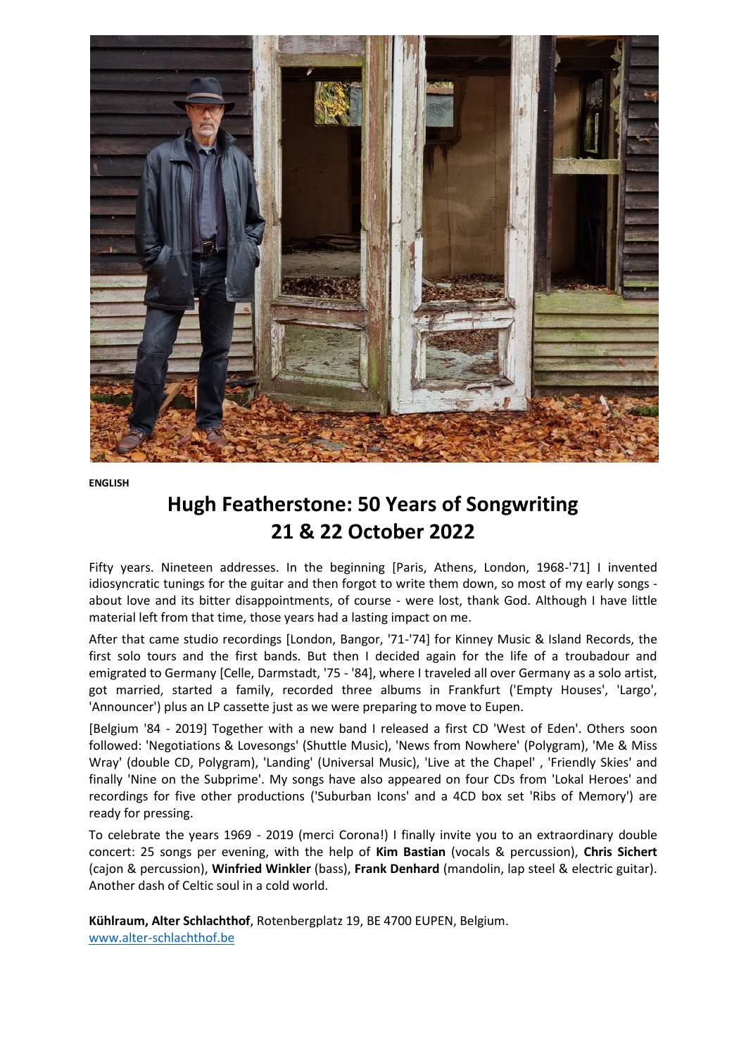**ENGLISH**

# Hugh Featherstone: 50 Years of Songwriting
# 21 & 22 October 2022

Fifty years. Nineteen addresses. In the beginning [Paris, Athens, London, 1968-'71] I invented idiosyncratic tunings for the guitar and then forgot to write them down, so most of my early songs - about love and its bitter disappointments, of course - were lost, thank God. Although I have little material left from that time, those years had a lasting impact on me.

After that came studio recordings [London, Bangor, '71-'74] for Kinney Music & Island Records, the first solo tours and the first bands. But then I decided again for the life of a troubadour and emigrated to Germany [Celle, Darmstadt, '75 - '84], where I traveled all over Germany as a solo artist, got married, started a family, recorded three albums in Frankfurt ('Empty Houses', 'Largo', 'Announcer') plus an LP cassette just as we were preparing to move to Eupen.

[Belgium '84 - 2019] Together with a new band I released a first CD 'West of Eden'. Others soon followed: 'Negotiations & Lovesongs' (Shuttle Music), 'News from Nowhere' (Polygram), 'Me & Miss Wray' (double CD, Polygram), 'Landing' (Universal Music), 'Live at the Chapel' , 'Friendly Skies' and finally 'Nine on the Subprime'. My songs have also appeared on four CDs from 'Lokal Heroes' and recordings for five other productions ('Suburban Icons' and a 4CD box set 'Ribs of Memory') are ready for pressing.

To celebrate the years 1969 - 2019 (merci Corona!) I finally invite you to an extraordinary double concert: 25 songs per evening, with the help of **Kim Bastian** (vocals & percussion), **Chris Sichert** (cajon & percussion), **Winfried Winkler** (bass), **Frank Denhard** (mandolin, lap steel & electric guitar). Another dash of Celtic soul in a cold world.

**Kühlraum, Alter Schlachthof**, Rotenbergplatz 19, BE 4700 EUPEN, Belgium.
[www.alter-schlachthof.be](http://www.alter-schlachthof.be)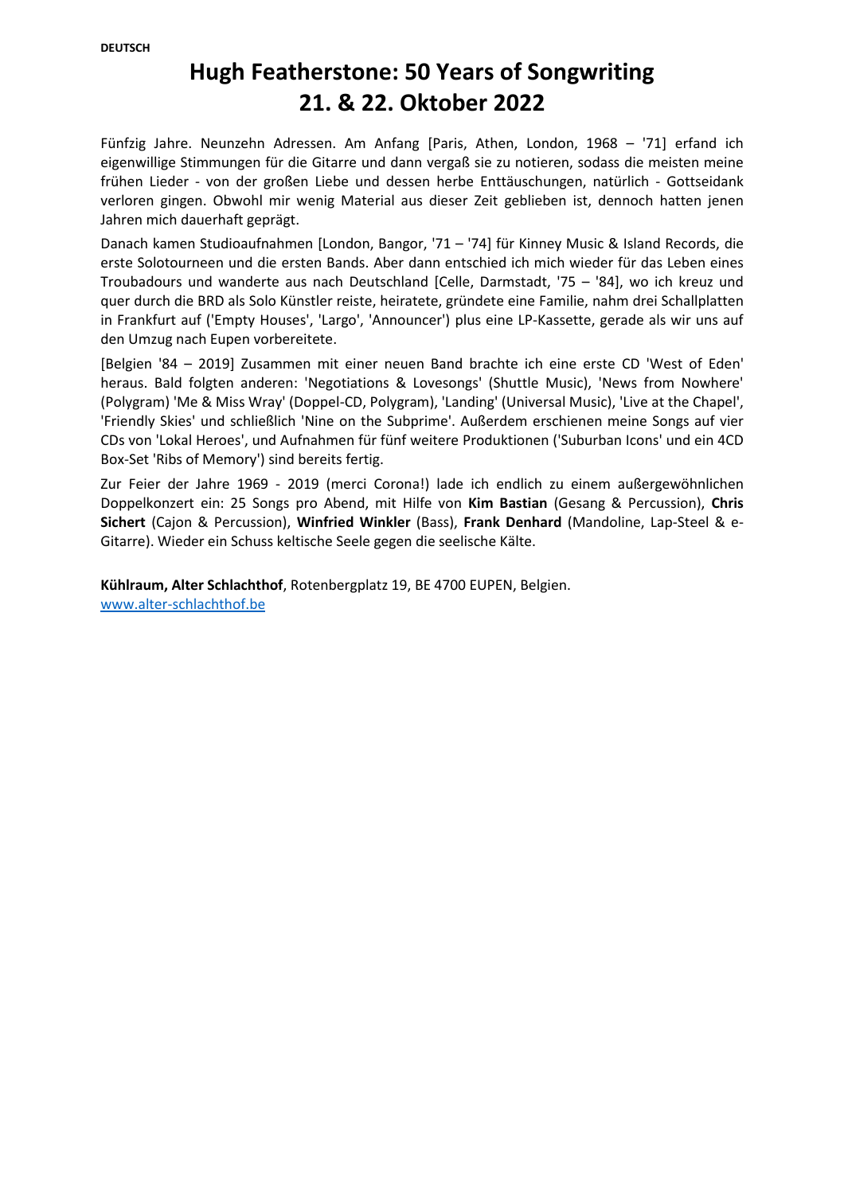**DEUTSCH**

# Hugh Featherstone: 50 Years of Songwriting
# 21. & 22. Oktober 2022

Fünfzig Jahre. Neunzehn Adressen. Am Anfang [Paris, Athen, London, 1968 – '71] erfand ich eigenwillige Stimmungen für die Gitarre und dann vergaß sie zu notieren, sodass die meisten meine frühen Lieder - von der großen Liebe und dessen herbe Enttäuschungen, natürlich - Gottseidank verloren gingen. Obwohl mir wenig Material aus dieser Zeit geblieben ist, dennoch hatten jenen Jahren mich dauerhaft geprägt.

Danach kamen Studioaufnahmen [London, Bangor, '71 – '74] für Kinney Music & Island Records, die erste Solotourneen und die ersten Bands. Aber dann entschied ich mich wieder für das Leben eines Troubadours und wanderte aus nach Deutschland [Celle, Darmstadt, '75 – '84], wo ich kreuz und quer durch die BRD als Solo Künstler reiste, heiratete, gründete eine Familie, nahm drei Schallplatten in Frankfurt auf ('Empty Houses', 'Largo', 'Announcer') plus eine LP-Kassette, gerade als wir uns auf den Umzug nach Eupen vorbereitete.

[Belgien '84 – 2019] Zusammen mit einer neuen Band brachte ich eine erste CD 'West of Eden' heraus. Bald folgten anderen: 'Negotiations & Lovesongs' (Shuttle Music), 'News from Nowhere' (Polygram) 'Me & Miss Wray' (Doppel-CD, Polygram), 'Landing' (Universal Music), 'Live at the Chapel', 'Friendly Skies' und schließlich 'Nine on the Subprime'. Außerdem erschienen meine Songs auf vier CDs von 'Lokal Heroes', und Aufnahmen für fünf weitere Produktionen ('Suburban Icons' und ein 4CD Box-Set 'Ribs of Memory') sind bereits fertig.

Zur Feier der Jahre 1969 - 2019 (merci Corona!) lade ich endlich zu einem außergewöhnlichen Doppelkonzert ein: 25 Songs pro Abend, mit Hilfe von **Kim Bastian** (Gesang & Percussion), **Chris Sichert** (Cajon & Percussion), **Winfried Winkler** (Bass), **Frank Denhard** (Mandoline, Lap-Steel & e-Gitarre). Wieder ein Schuss keltische Seele gegen die seelische Kälte.

**Kühlraum, Alter Schlachthof**, Rotenbergplatz 19, BE 4700 EUPEN, Belgien.
www.alter-schlachthof.be